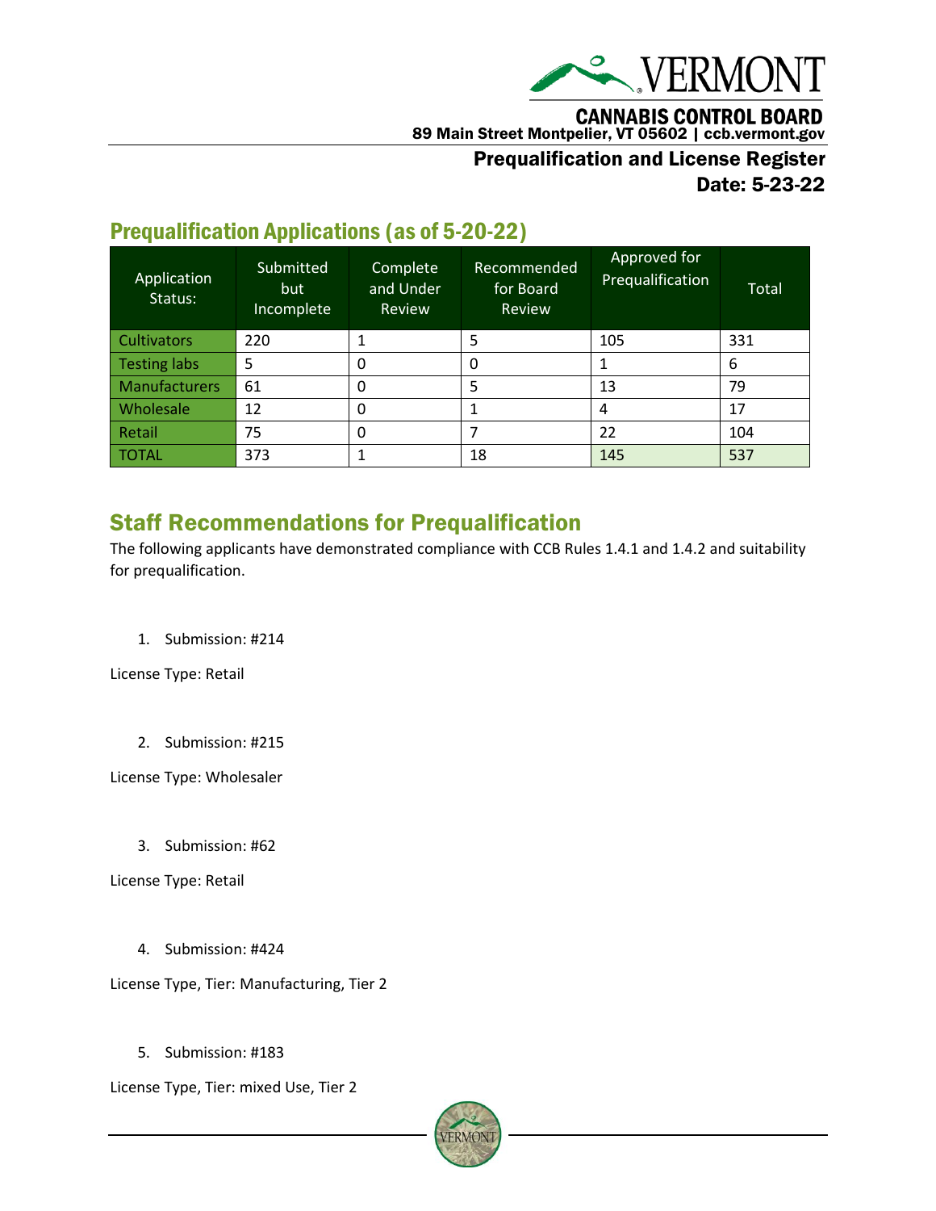# CANNABIS CONTROL BOARD

89 Main Street Montpelier, VT 05602 | ccb.vermont.gov

**Prequalification and License Register**
**Date: 5-23-22**

## Prequalification Applications (as of 5-20-22)

| Application Status: | Submitted but Incomplete | Complete and Under Review | Recommended for Board Review | Approved for Prequalification | Total |
|---|---|---|---|---|---|
| Cultivators | 220 | 1 | 5 | 105 | 331 |
| Testing labs | 5 | 0 | 0 | 1 | 6 |
| Manufacturers | 61 | 0 | 5 | 13 | 79 |
| Wholesale | 12 | 0 | 1 | 4 | 17 |
| Retail | 75 | 0 | 7 | 22 | 104 |
| TOTAL | 373 | 1 | 18 | 145 | 537 |

## Staff Recommendations for Prequalification

The following applicants have demonstrated compliance with CCB Rules 1.4.1 and 1.4.2 and suitability for prequalification.

1. Submission: #214

License Type: Retail

2. Submission: #215

License Type: Wholesaler

3. Submission: #62

License Type: Retail

4. Submission: #424

License Type, Tier: Manufacturing, Tier 2

5. Submission: #183

License Type, Tier: mixed Use, Tier 2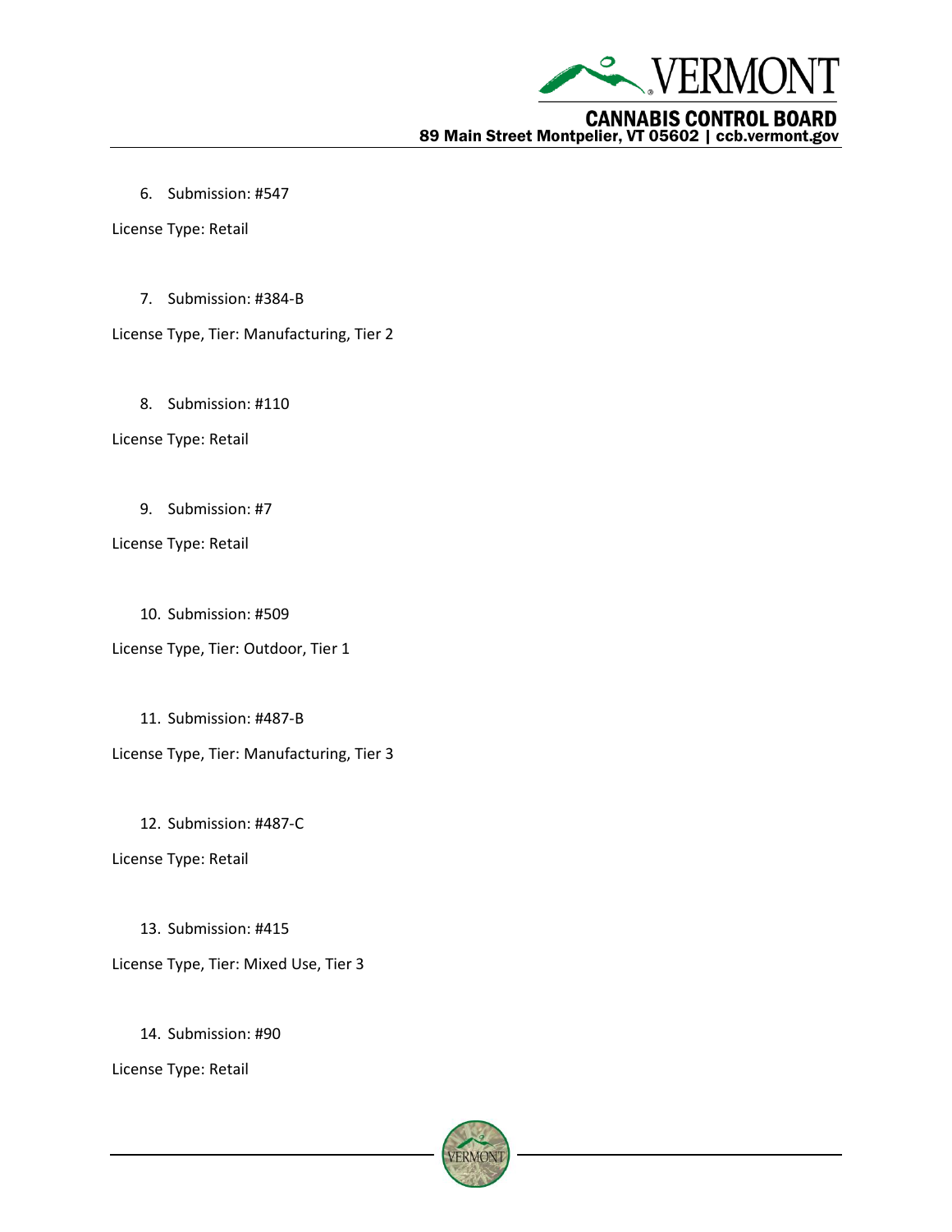6. Submission: #547

License Type: Retail

7. Submission: #384-B

License Type, Tier: Manufacturing, Tier 2

8. Submission: #110

License Type: Retail

9. Submission: #7

License Type: Retail

10. Submission: #509

License Type, Tier: Outdoor, Tier 1

11. Submission: #487-B

License Type, Tier: Manufacturing, Tier 3

12. Submission: #487-C

License Type: Retail

13. Submission: #415

License Type, Tier: Mixed Use, Tier 3

14. Submission: #90

License Type: Retail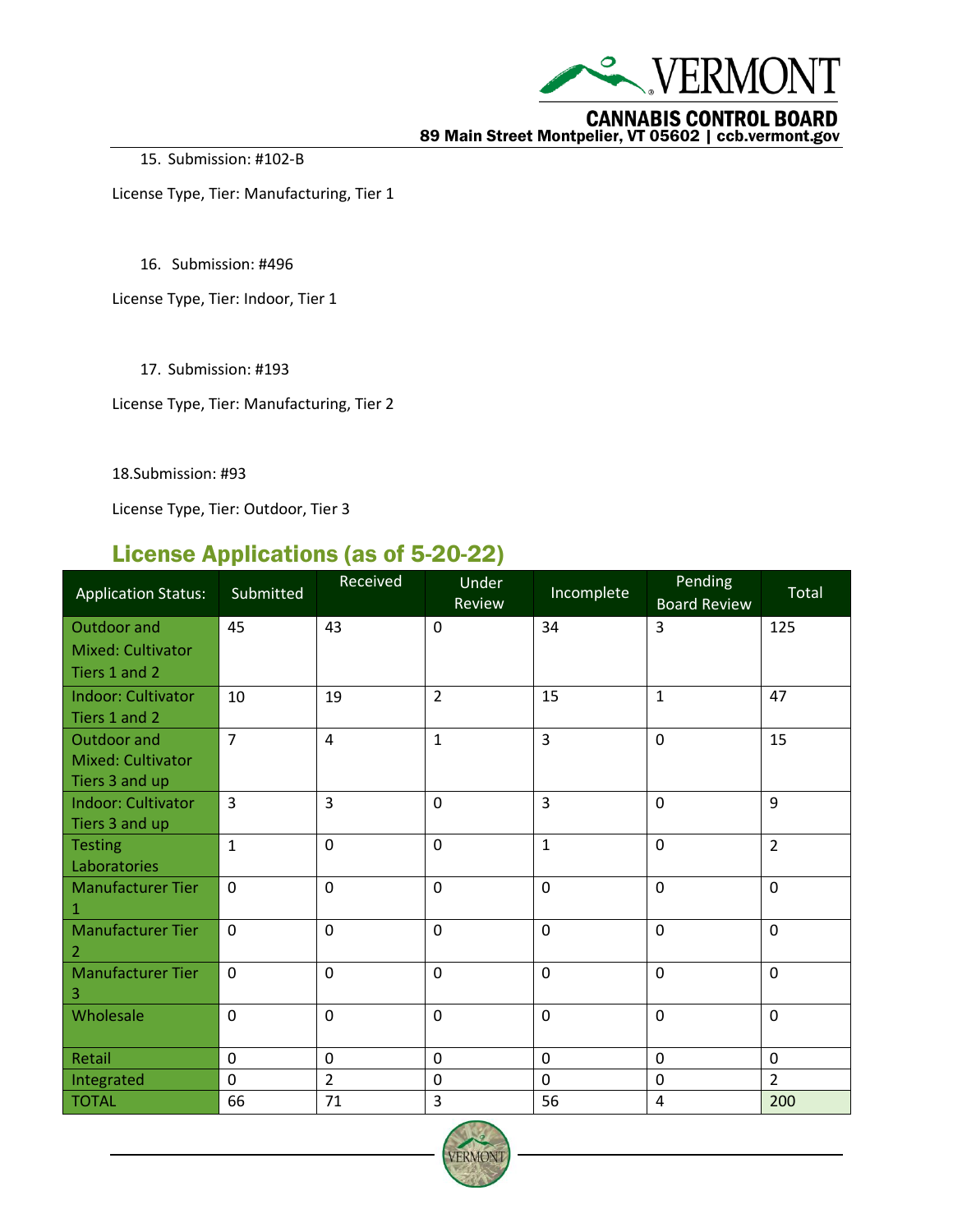15. Submission: #102-B

License Type, Tier: Manufacturing, Tier 1

16. Submission: #496

License Type, Tier: Indoor, Tier 1

17. Submission: #193

License Type, Tier: Manufacturing, Tier 2

18. Submission: #93

License Type, Tier: Outdoor, Tier 3

## License Applications (as of 5-20-22)

| Application Status: | Submitted | Received | Under Review | Incomplete | Pending Board Review | Total |
|---|---|---|---|---|---|---|
| Outdoor and Mixed: Cultivator Tiers 1 and 2 | 45 | 43 | 0 | 34 | 3 | 125 |
| Indoor: Cultivator Tiers 1 and 2 | 10 | 19 | 2 | 15 | 1 | 47 |
| Outdoor and Mixed: Cultivator Tiers 3 and up | 7 | 4 | 1 | 3 | 0 | 15 |
| Indoor: Cultivator Tiers 3 and up | 3 | 3 | 0 | 3 | 0 | 9 |
| Testing Laboratories | 1 | 0 | 0 | 1 | 0 | 2 |
| Manufacturer Tier 1 | 0 | 0 | 0 | 0 | 0 | 0 |
| Manufacturer Tier 2 | 0 | 0 | 0 | 0 | 0 | 0 |
| Manufacturer Tier 3 | 0 | 0 | 0 | 0 | 0 | 0 |
| Wholesale | 0 | 0 | 0 | 0 | 0 | 0 |
| Retail | 0 | 0 | 0 | 0 | 0 | 0 |
| Integrated | 0 | 2 | 0 | 0 | 0 | 2 |
| TOTAL | 66 | 71 | 3 | 56 | 4 | 200 |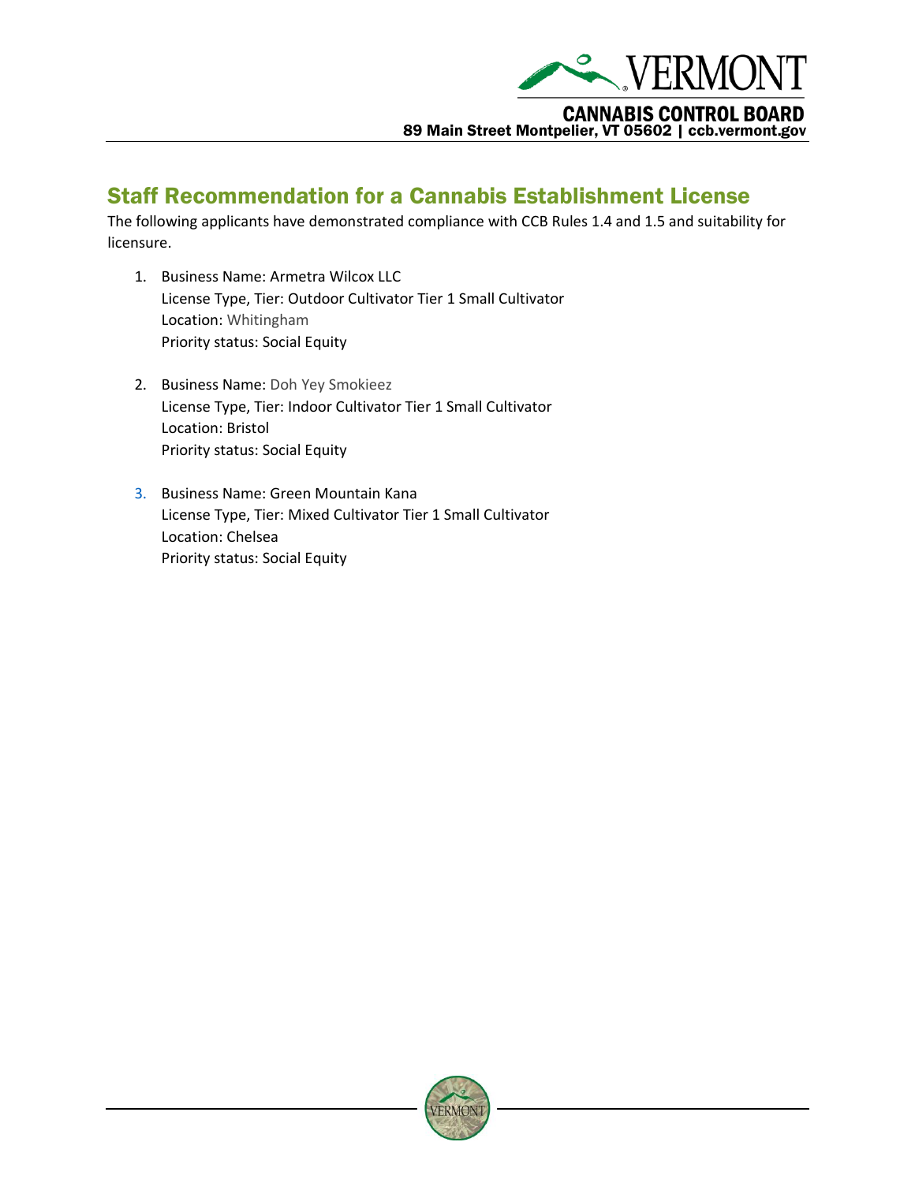## Staff Recommendation for a Cannabis Establishment License

The following applicants have demonstrated compliance with CCB Rules 1.4 and 1.5 and suitability for licensure.

1. Business Name: Armetra Wilcox LLC
   License Type, Tier: Outdoor Cultivator Tier 1 Small Cultivator
   Location: Whitingham
   Priority status: Social Equity

2. Business Name: Doh Yey Smokieez
   License Type, Tier: Indoor Cultivator Tier 1 Small Cultivator
   Location: Bristol
   Priority status: Social Equity

3. Business Name: Green Mountain Kana
   License Type, Tier: Mixed Cultivator Tier 1 Small Cultivator
   Location: Chelsea
   Priority status: Social Equity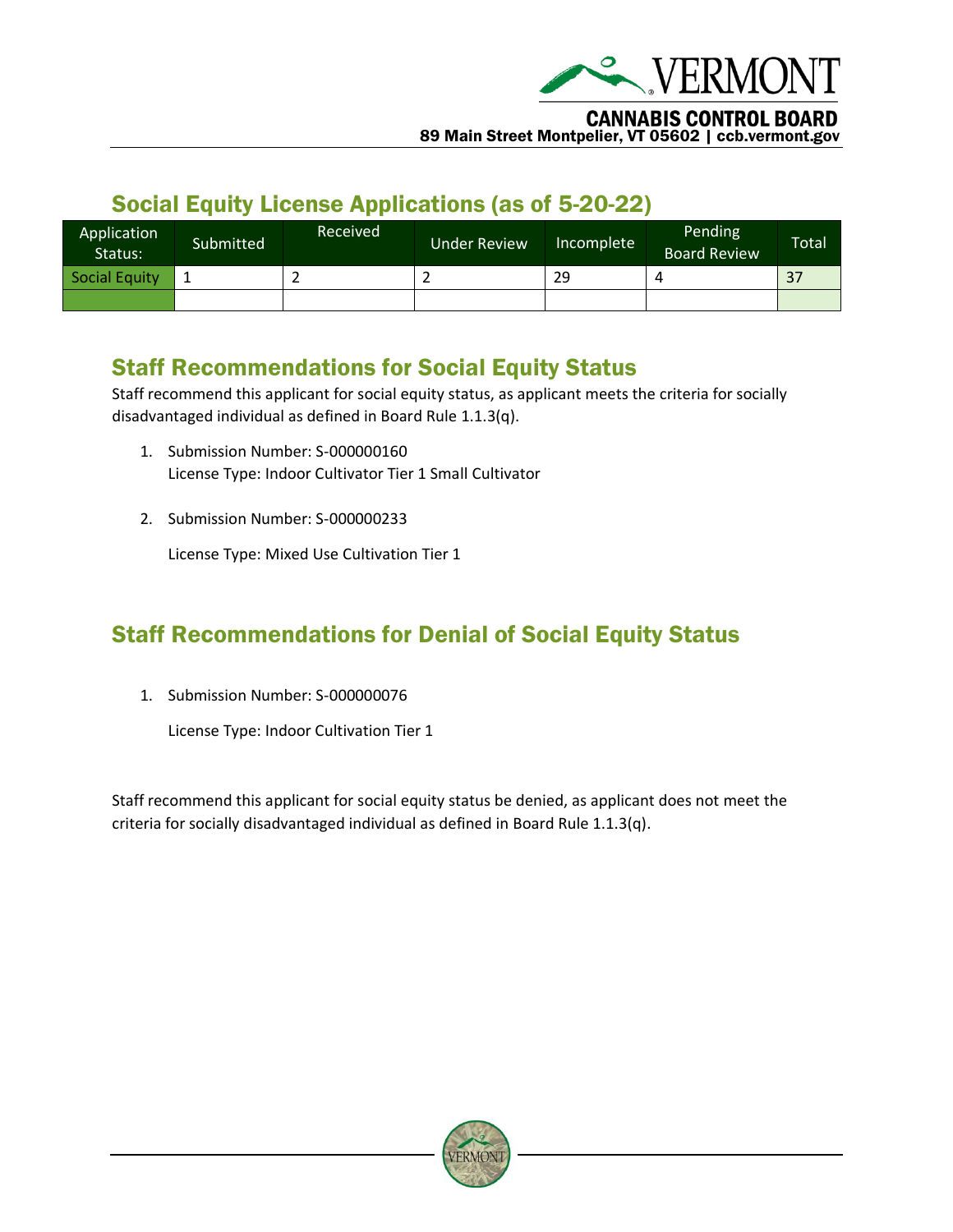## Social Equity License Applications (as of 5-20-22)

| Application Status: | Submitted | Received | Under Review | Incomplete | Pending Board Review | Total |
|---|---|---|---|---|---|---|
| Social Equity | 1 | 2 | 2 | 29 | 4 | 37 |
| | | | | | | |

## Staff Recommendations for Social Equity Status

Staff recommend this applicant for social equity status, as applicant meets the criteria for socially disadvantaged individual as defined in Board Rule 1.1.3(q).

1. Submission Number: S-000000160
   License Type: Indoor Cultivator Tier 1 Small Cultivator

2. Submission Number: S-000000233

   License Type: Mixed Use Cultivation Tier 1

## Staff Recommendations for Denial of Social Equity Status

1. Submission Number: S-000000076

   License Type: Indoor Cultivation Tier 1

Staff recommend this applicant for social equity status be denied, as applicant does not meet the criteria for socially disadvantaged individual as defined in Board Rule 1.1.3(q).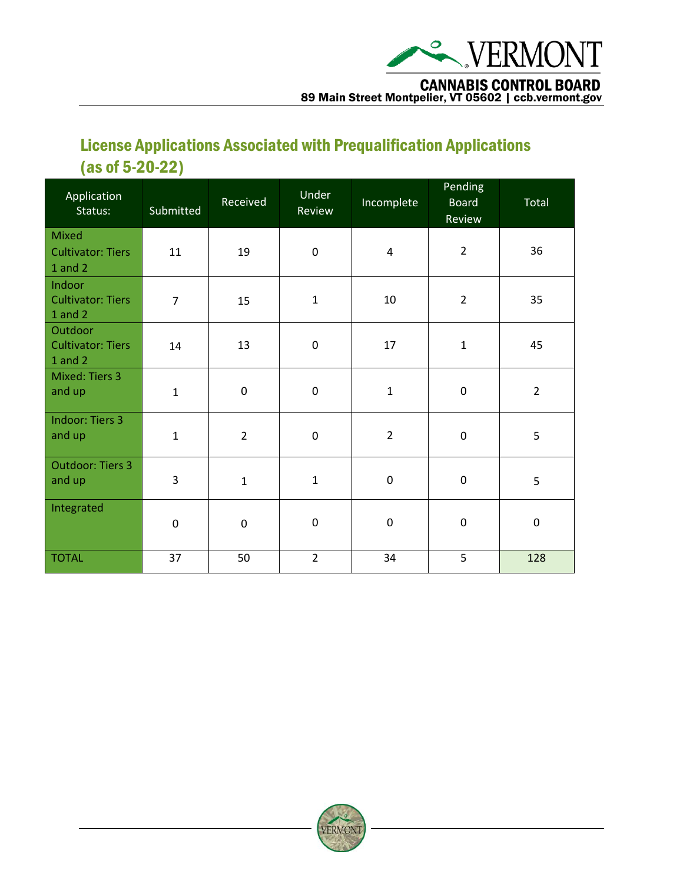## License Applications Associated with Prequalification Applications (as of 5-20-22)

| Application Status: | Submitted | Received | Under Review | Incomplete | Pending Board Review | Total |
|---|---|---|---|---|---|---|
| Mixed Cultivator: Tiers 1 and 2 | 11 | 19 | 0 | 4 | 2 | 36 |
| Indoor Cultivator: Tiers 1 and 2 | 7 | 15 | 1 | 10 | 2 | 35 |
| Outdoor Cultivator: Tiers 1 and 2 | 14 | 13 | 0 | 17 | 1 | 45 |
| Mixed: Tiers 3 and up | 1 | 0 | 0 | 1 | 0 | 2 |
| Indoor: Tiers 3 and up | 1 | 2 | 0 | 2 | 0 | 5 |
| Outdoor: Tiers 3 and up | 3 | 1 | 1 | 0 | 0 | 5 |
| Integrated | 0 | 0 | 0 | 0 | 0 | 0 |
| TOTAL | 37 | 50 | 2 | 34 | 5 | 128 |